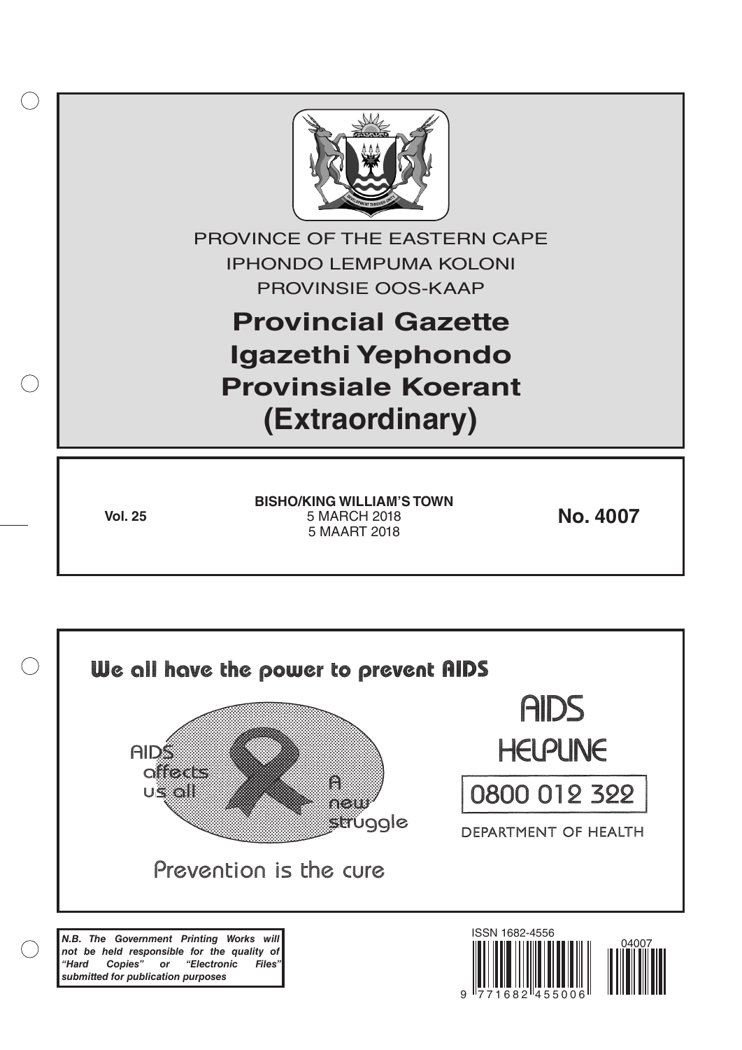PROVINCE OF THE EASTERN CAPE

IPHONDO LEMPUMA KOLONI

PROVINSIE OOS-KAAP

# Provincial Gazette
# Igazethi Yephondo
# Provinsiale Koerant
# (Extraordinary)

**Vol. 25**

**BISHO/KING WILLIAM'S TOWN**
5 MARCH 2018
5 MAART 2018

**No. 4007**

We all have the power to prevent AIDS

AIDS affects us all

A new struggle

Prevention is the cure

AIDS HELPLINE

0800 012 322

DEPARTMENT OF HEALTH

***N.B. The Government Printing Works will not be held responsible for the quality of "Hard Copies" or "Electronic Files" submitted for publication purposes***

ISSN 1682-4556

04007

9 771682 455006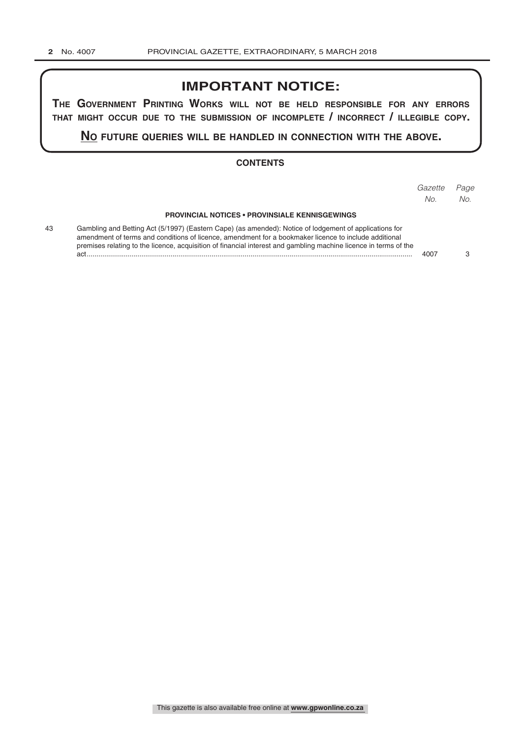# IMPORTANT NOTICE:

**THE GOVERNMENT PRINTING WORKS WILL NOT BE HELD RESPONSIBLE FOR ANY ERRORS THAT MIGHT OCCUR DUE TO THE SUBMISSION OF INCOMPLETE / INCORRECT / ILLEGIBLE COPY.**

**NO FUTURE QUERIES WILL BE HANDLED IN CONNECTION WITH THE ABOVE.**

## CONTENTS

| | | *Gazette No.* | *Page No.* |
|---|---|---|---|
| | **PROVINCIAL NOTICES • PROVINSIALE KENNISGEWINGS** | | |
| 43 | Gambling and Betting Act (5/1997) (Eastern Cape) (as amended): Notice of lodgement of applications for amendment of terms and conditions of licence, amendment for a bookmaker licence to include additional premises relating to the licence, acquisition of financial interest and gambling machine licence in terms of the act | 4007 | 3 |

This gazette is also available free online at **www.gpwonline.co.za**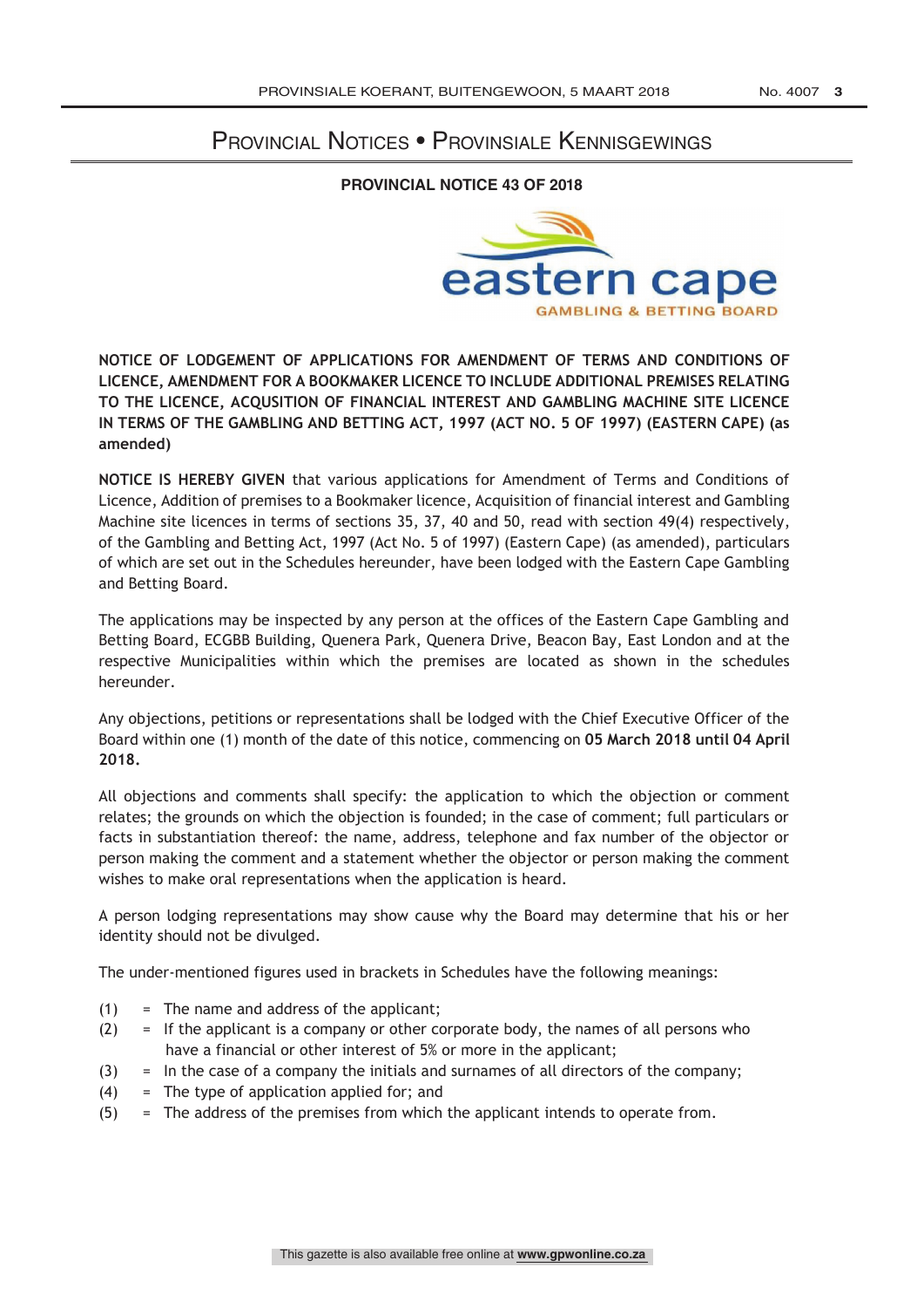# Provincial Notices • Provinsiale Kennisgewings

## PROVINCIAL NOTICE 43 OF 2018

eastern cape
GAMBLING & BETTING BOARD

**NOTICE OF LODGEMENT OF APPLICATIONS FOR AMENDMENT OF TERMS AND CONDITIONS OF LICENCE, AMENDMENT FOR A BOOKMAKER LICENCE TO INCLUDE ADDITIONAL PREMISES RELATING TO THE LICENCE, ACQUSITION OF FINANCIAL INTEREST AND GAMBLING MACHINE SITE LICENCE IN TERMS OF THE GAMBLING AND BETTING ACT, 1997 (ACT NO. 5 OF 1997) (EASTERN CAPE) (as amended)**

**NOTICE IS HEREBY GIVEN** that various applications for Amendment of Terms and Conditions of Licence, Addition of premises to a Bookmaker licence, Acquisition of financial interest and Gambling Machine site licences in terms of sections 35, 37, 40 and 50, read with section 49(4) respectively, of the Gambling and Betting Act, 1997 (Act No. 5 of 1997) (Eastern Cape) (as amended), particulars of which are set out in the Schedules hereunder, have been lodged with the Eastern Cape Gambling and Betting Board.

The applications may be inspected by any person at the offices of the Eastern Cape Gambling and Betting Board, ECGBB Building, Quenera Park, Quenera Drive, Beacon Bay, East London and at the respective Municipalities within which the premises are located as shown in the schedules hereunder.

Any objections, petitions or representations shall be lodged with the Chief Executive Officer of the Board within one (1) month of the date of this notice, commencing on **05 March 2018 until 04 April 2018.**

All objections and comments shall specify: the application to which the objection or comment relates; the grounds on which the objection is founded; in the case of comment; full particulars or facts in substantiation thereof: the name, address, telephone and fax number of the objector or person making the comment and a statement whether the objector or person making the comment wishes to make oral representations when the application is heard.

A person lodging representations may show cause why the Board may determine that his or her identity should not be divulged.

The under-mentioned figures used in brackets in Schedules have the following meanings:

(1) = The name and address of the applicant;
(2) = If the applicant is a company or other corporate body, the names of all persons who have a financial or other interest of 5% or more in the applicant;
(3) = In the case of a company the initials and surnames of all directors of the company;
(4) = The type of application applied for; and
(5) = The address of the premises from which the applicant intends to operate from.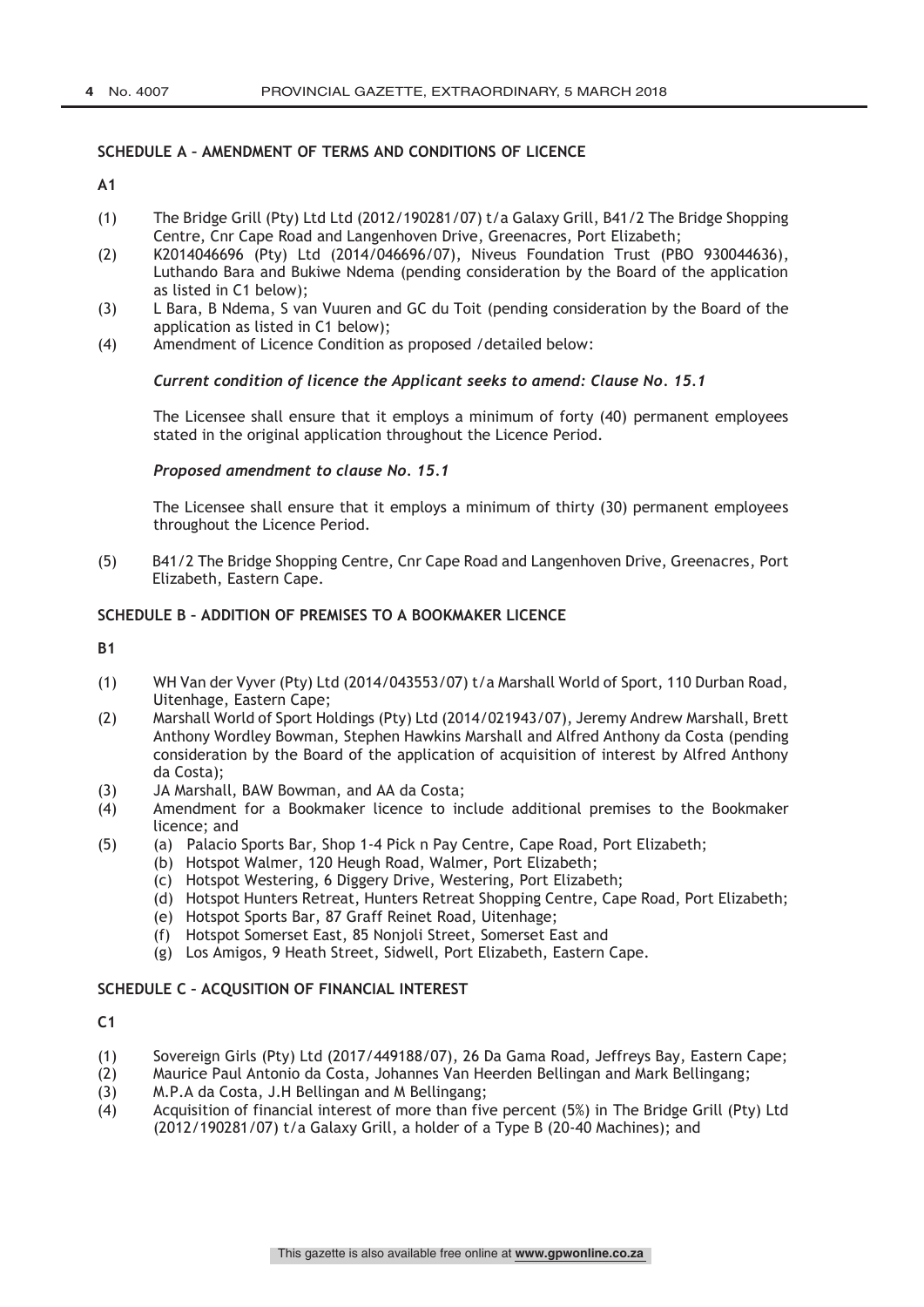**SCHEDULE A – AMENDMENT OF TERMS AND CONDITIONS OF LICENCE**

**A1**

(1) The Bridge Grill (Pty) Ltd Ltd (2012/190281/07) t/a Galaxy Grill, B41/2 The Bridge Shopping Centre, Cnr Cape Road and Langenhoven Drive, Greenacres, Port Elizabeth;

(2) K2014046696 (Pty) Ltd (2014/046696/07), Niveus Foundation Trust (PBO 930044636), Luthando Bara and Bukiwe Ndema (pending consideration by the Board of the application as listed in C1 below);

(3) L Bara, B Ndema, S van Vuuren and GC du Toit (pending consideration by the Board of the application as listed in C1 below);

(4) Amendment of Licence Condition as proposed /detailed below:

***Current condition of licence the Applicant seeks to amend: Clause No. 15.1***

The Licensee shall ensure that it employs a minimum of forty (40) permanent employees stated in the original application throughout the Licence Period.

***Proposed amendment to clause No. 15.1***

The Licensee shall ensure that it employs a minimum of thirty (30) permanent employees throughout the Licence Period.

(5) B41/2 The Bridge Shopping Centre, Cnr Cape Road and Langenhoven Drive, Greenacres, Port Elizabeth, Eastern Cape.

**SCHEDULE B – ADDITION OF PREMISES TO A BOOKMAKER LICENCE**

**B1**

(1) WH Van der Vyver (Pty) Ltd (2014/043553/07) t/a Marshall World of Sport, 110 Durban Road, Uitenhage, Eastern Cape;

(2) Marshall World of Sport Holdings (Pty) Ltd (2014/021943/07), Jeremy Andrew Marshall, Brett Anthony Wordley Bowman, Stephen Hawkins Marshall and Alfred Anthony da Costa (pending consideration by the Board of the application of acquisition of interest by Alfred Anthony da Costa);

(3) JA Marshall, BAW Bowman, and AA da Costa;

(4) Amendment for a Bookmaker licence to include additional premises to the Bookmaker licence; and

(5) (a) Palacio Sports Bar, Shop 1-4 Pick n Pay Centre, Cape Road, Port Elizabeth;
 (b) Hotspot Walmer, 120 Heugh Road, Walmer, Port Elizabeth;
 (c) Hotspot Westering, 6 Diggery Drive, Westering, Port Elizabeth;
 (d) Hotspot Hunters Retreat, Hunters Retreat Shopping Centre, Cape Road, Port Elizabeth;
 (e) Hotspot Sports Bar, 87 Graff Reinet Road, Uitenhage;
 (f) Hotspot Somerset East, 85 Nonjoli Street, Somerset East and
 (g) Los Amigos, 9 Heath Street, Sidwell, Port Elizabeth, Eastern Cape.

**SCHEDULE C – ACQUSITION OF FINANCIAL INTEREST**

**C1**

(1) Sovereign Girls (Pty) Ltd (2017/449188/07), 26 Da Gama Road, Jeffreys Bay, Eastern Cape;

(2) Maurice Paul Antonio da Costa, Johannes Van Heerden Bellingan and Mark Bellingang;

(3) M.P.A da Costa, J.H Bellingan and M Bellingang;

(4) Acquisition of financial interest of more than five percent (5%) in The Bridge Grill (Pty) Ltd (2012/190281/07) t/a Galaxy Grill, a holder of a Type B (20-40 Machines); and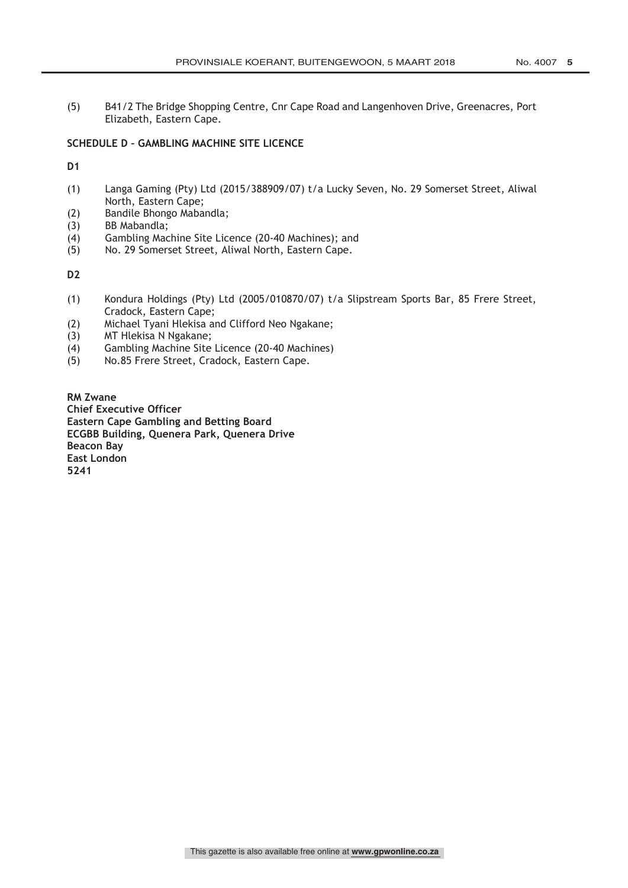(5) B41/2 The Bridge Shopping Centre, Cnr Cape Road and Langenhoven Drive, Greenacres, Port Elizabeth, Eastern Cape.

**SCHEDULE D – GAMBLING MACHINE SITE LICENCE**

**D1**

(1) Langa Gaming (Pty) Ltd (2015/388909/07) t/a Lucky Seven, No. 29 Somerset Street, Aliwal North, Eastern Cape;
(2) Bandile Bhongo Mabandla;
(3) BB Mabandla;
(4) Gambling Machine Site Licence (20-40 Machines); and
(5) No. 29 Somerset Street, Aliwal North, Eastern Cape.

**D2**

(1) Kondura Holdings (Pty) Ltd (2005/010870/07) t/a Slipstream Sports Bar, 85 Frere Street, Cradock, Eastern Cape;
(2) Michael Tyani Hlekisa and Clifford Neo Ngakane;
(3) MT Hlekisa N Ngakane;
(4) Gambling Machine Site Licence (20-40 Machines)
(5) No.85 Frere Street, Cradock, Eastern Cape.

**RM Zwane**
**Chief Executive Officer**
**Eastern Cape Gambling and Betting Board**
**ECGBB Building, Quenera Park, Quenera Drive**
**Beacon Bay**
**East London**
**5241**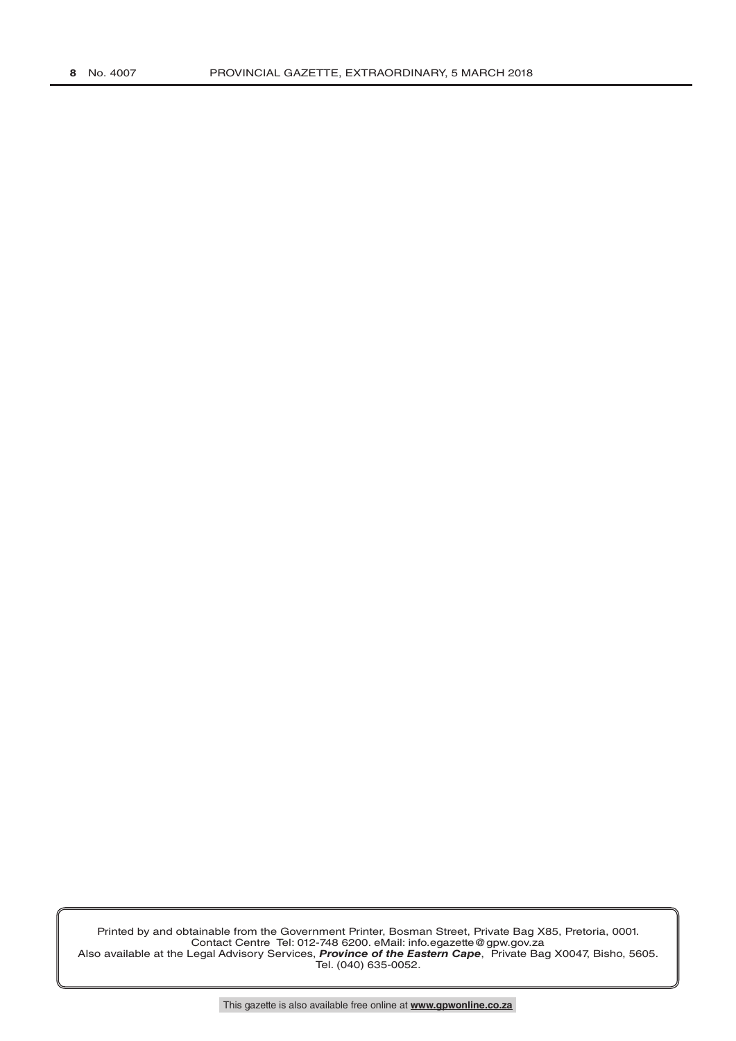Printed by and obtainable from the Government Printer, Bosman Street, Private Bag X85, Pretoria, 0001.
Contact Centre Tel: 012-748 6200. eMail: info.egazette@gpw.gov.za
Also available at the Legal Advisory Services, ***Province of the Eastern Cape***, Private Bag X0047, Bisho, 5605.
Tel. (040) 635-0052.

This gazette is also available free online at **www.gpwonline.co.za**